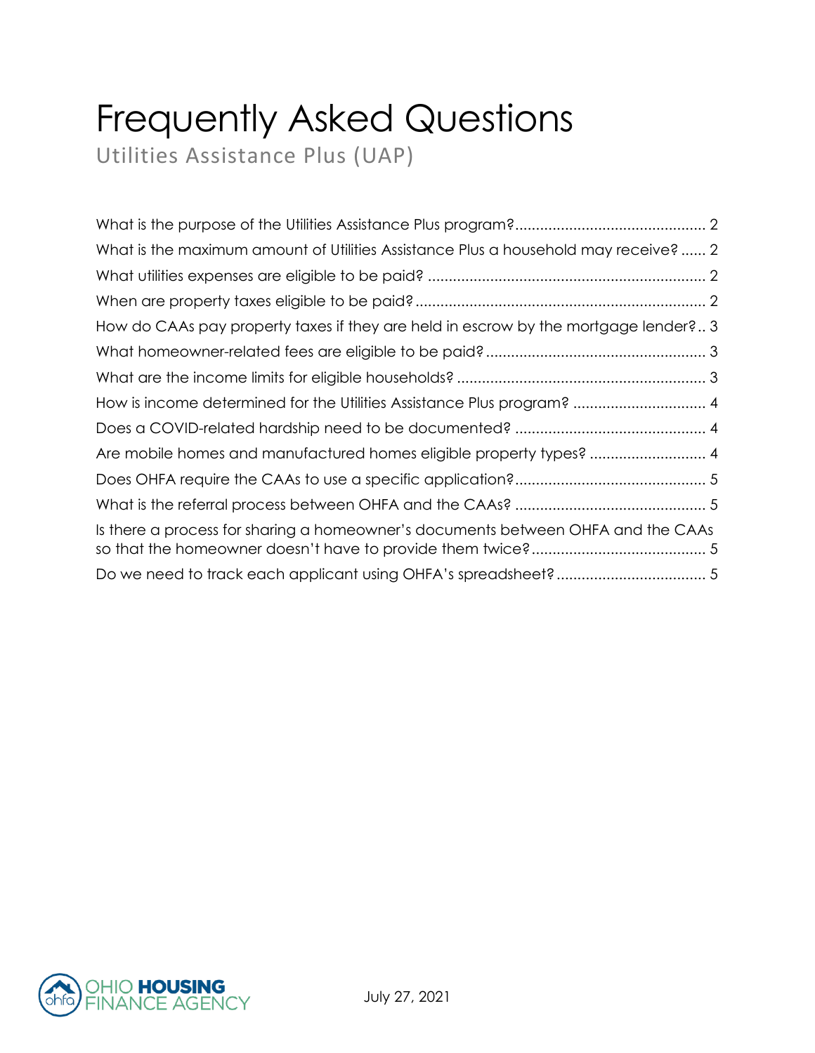# Frequently Asked Questions

## Utilities Assistance Plus (UAP)

What is the purpose of the Utilities Assistance Plus program? .............................................. 2

What is the maximum amount of Utilities Assistance Plus a household may receive? ...... 2

What utilities expenses are eligible to be paid? .................................................................. 2

When are property taxes eligible to be paid? ..................................................................... 2

How do CAAs pay property taxes if they are held in escrow by the mortgage lender? .. 3

What homeowner-related fees are eligible to be paid? .................................................... 3

What are the income limits for eligible households? ........................................................... 3

How is income determined for the Utilities Assistance Plus program? ................................ 4

Does a COVID-related hardship need to be documented? ............................................. 4

Are mobile homes and manufactured homes eligible property types? ............................ 4

Does OHFA require the CAAs to use a specific application? ............................................. 5

What is the referral process between OHFA and the CAAs? ............................................. 5

Is there a process for sharing a homeowner's documents between OHFA and the CAAs so that the homeowner doesn't have to provide them twice? .......................................... 5

Do we need to track each applicant using OHFA's spreadsheet? .................................... 5

OHIO HOUSING FINANCE AGENCY

July 27, 2021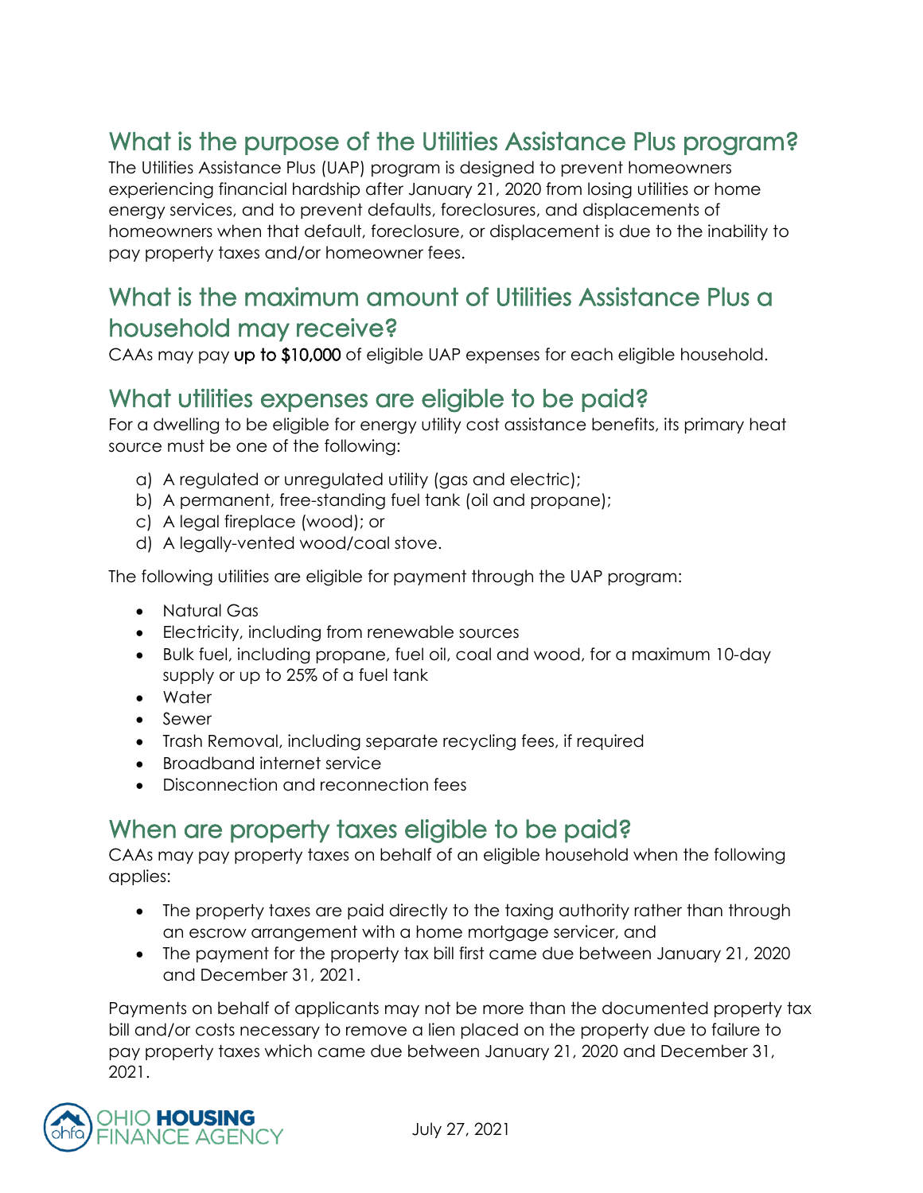## What is the purpose of the Utilities Assistance Plus program?

The Utilities Assistance Plus (UAP) program is designed to prevent homeowners experiencing financial hardship after January 21, 2020 from losing utilities or home energy services, and to prevent defaults, foreclosures, and displacements of homeowners when that default, foreclosure, or displacement is due to the inability to pay property taxes and/or homeowner fees.

## What is the maximum amount of Utilities Assistance Plus a household may receive?

CAAs may pay **up to $10,000** of eligible UAP expenses for each eligible household.

## What utilities expenses are eligible to be paid?

For a dwelling to be eligible for energy utility cost assistance benefits, its primary heat source must be one of the following:

a) A regulated or unregulated utility (gas and electric);
b) A permanent, free-standing fuel tank (oil and propane);
c) A legal fireplace (wood); or
d) A legally-vented wood/coal stove.

The following utilities are eligible for payment through the UAP program:

- Natural Gas
- Electricity, including from renewable sources
- Bulk fuel, including propane, fuel oil, coal and wood, for a maximum 10-day supply or up to 25% of a fuel tank
- Water
- Sewer
- Trash Removal, including separate recycling fees, if required
- Broadband internet service
- Disconnection and reconnection fees

## When are property taxes eligible to be paid?

CAAs may pay property taxes on behalf of an eligible household when the following applies:

- The property taxes are paid directly to the taxing authority rather than through an escrow arrangement with a home mortgage servicer, and
- The payment for the property tax bill first came due between January 21, 2020 and December 31, 2021.

Payments on behalf of applicants may not be more than the documented property tax bill and/or costs necessary to remove a lien placed on the property due to failure to pay property taxes which came due between January 21, 2020 and December 31, 2021.

July 27, 2021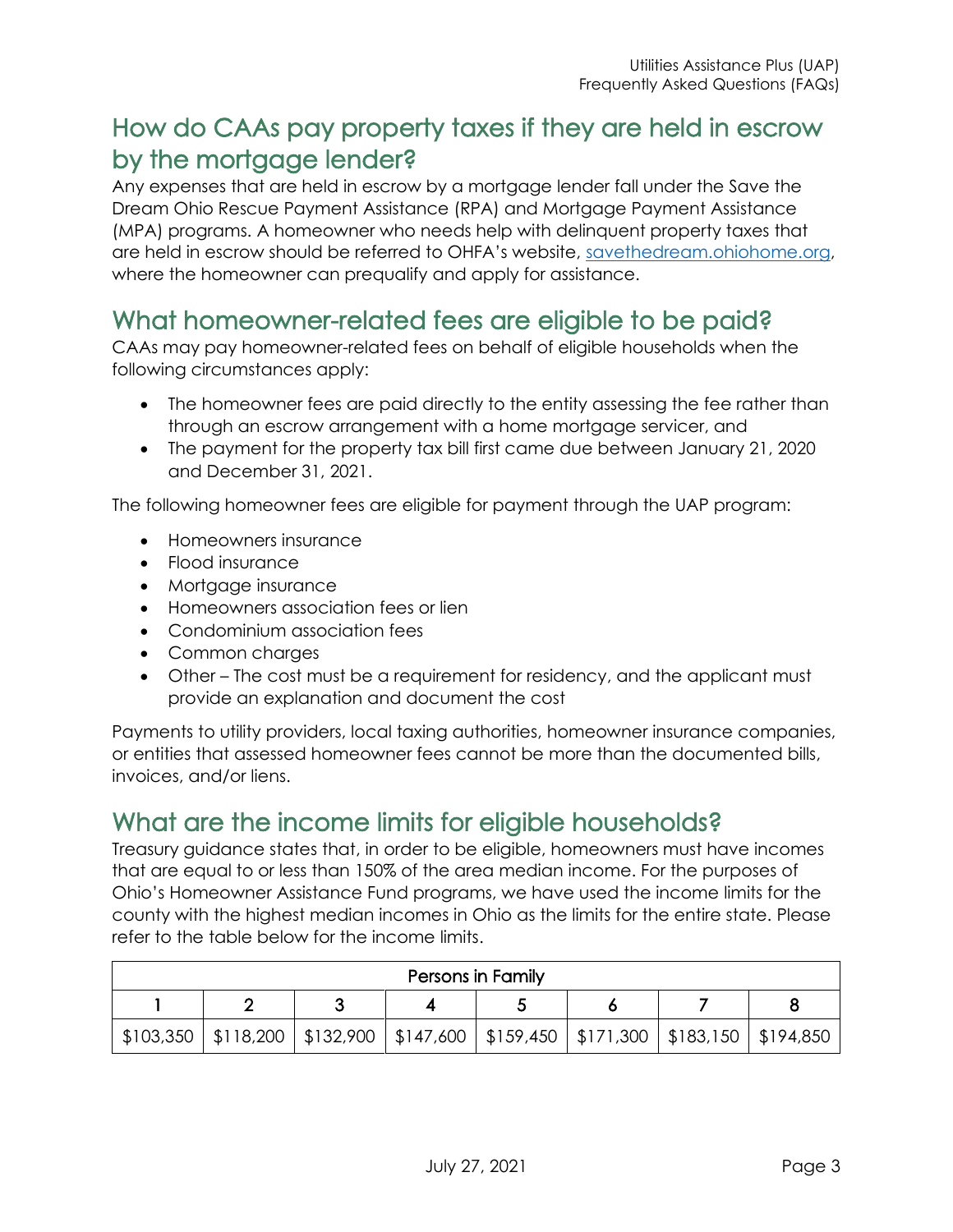## How do CAAs pay property taxes if they are held in escrow by the mortgage lender?

Any expenses that are held in escrow by a mortgage lender fall under the Save the Dream Ohio Rescue Payment Assistance (RPA) and Mortgage Payment Assistance (MPA) programs. A homeowner who needs help with delinquent property taxes that are held in escrow should be referred to OHFA's website, [savethedream.ohiohome.org](savethedream.ohiohome.org), where the homeowner can prequalify and apply for assistance.

## What homeowner-related fees are eligible to be paid?

CAAs may pay homeowner-related fees on behalf of eligible households when the following circumstances apply:

- The homeowner fees are paid directly to the entity assessing the fee rather than through an escrow arrangement with a home mortgage servicer, and
- The payment for the property tax bill first came due between January 21, 2020 and December 31, 2021.

The following homeowner fees are eligible for payment through the UAP program:

- Homeowners insurance
- Flood insurance
- Mortgage insurance
- Homeowners association fees or lien
- Condominium association fees
- Common charges
- Other – The cost must be a requirement for residency, and the applicant must provide an explanation and document the cost

Payments to utility providers, local taxing authorities, homeowner insurance companies, or entities that assessed homeowner fees cannot be more than the documented bills, invoices, and/or liens.

## What are the income limits for eligible households?

Treasury guidance states that, in order to be eligible, homeowners must have incomes that are equal to or less than 150% of the area median income. For the purposes of Ohio's Homeowner Assistance Fund programs, we have used the income limits for the county with the highest median incomes in Ohio as the limits for the entire state. Please refer to the table below for the income limits.

| Persons in Family | | | | | | | |
|---|---|---|---|---|---|---|---|
| 1 | 2 | 3 | 4 | 5 | 6 | 7 | 8 |
| $103,350 | $118,200 | $132,900 | $147,600 | $159,450 | $171,300 | $183,150 | $194,850 |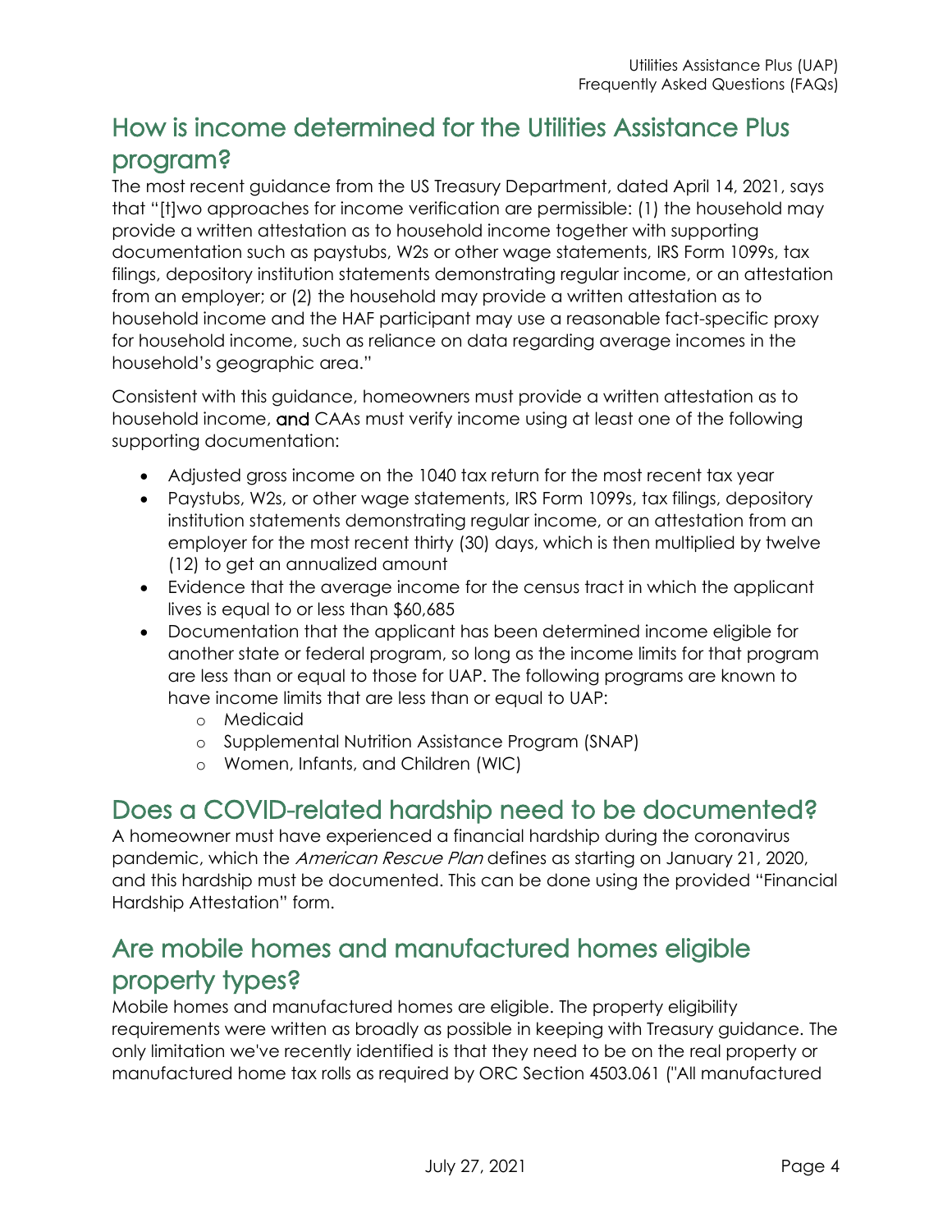## How is income determined for the Utilities Assistance Plus program?

The most recent guidance from the US Treasury Department, dated April 14, 2021, says that "[t]wo approaches for income verification are permissible: (1) the household may provide a written attestation as to household income together with supporting documentation such as paystubs, W2s or other wage statements, IRS Form 1099s, tax filings, depository institution statements demonstrating regular income, or an attestation from an employer; or (2) the household may provide a written attestation as to household income and the HAF participant may use a reasonable fact-specific proxy for household income, such as reliance on data regarding average incomes in the household's geographic area."

Consistent with this guidance, homeowners must provide a written attestation as to household income, **and** CAAs must verify income using at least one of the following supporting documentation:

- Adjusted gross income on the 1040 tax return for the most recent tax year
- Paystubs, W2s, or other wage statements, IRS Form 1099s, tax filings, depository institution statements demonstrating regular income, or an attestation from an employer for the most recent thirty (30) days, which is then multiplied by twelve (12) to get an annualized amount
- Evidence that the average income for the census tract in which the applicant lives is equal to or less than $60,685
- Documentation that the applicant has been determined income eligible for another state or federal program, so long as the income limits for that program are less than or equal to those for UAP. The following programs are known to have income limits that are less than or equal to UAP:
  - Medicaid
  - Supplemental Nutrition Assistance Program (SNAP)
  - Women, Infants, and Children (WIC)

## Does a COVID-related hardship need to be documented?

A homeowner must have experienced a financial hardship during the coronavirus pandemic, which the *American Rescue Plan* defines as starting on January 21, 2020, and this hardship must be documented. This can be done using the provided "Financial Hardship Attestation" form.

## Are mobile homes and manufactured homes eligible property types?

Mobile homes and manufactured homes are eligible. The property eligibility requirements were written as broadly as possible in keeping with Treasury guidance. The only limitation we've recently identified is that they need to be on the real property or manufactured home tax rolls as required by ORC Section 4503.061 ("All manufactured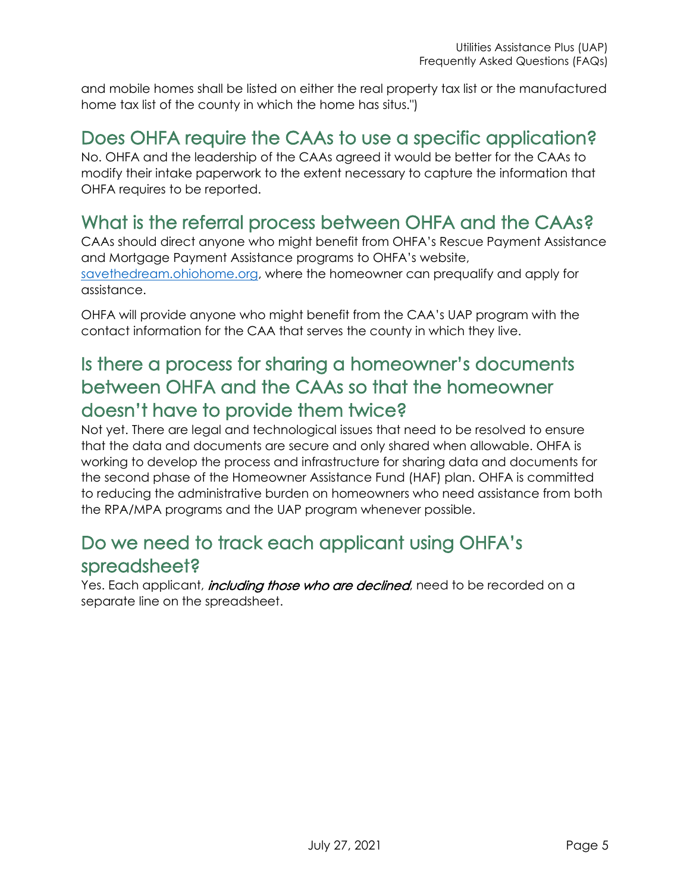and mobile homes shall be listed on either the real property tax list or the manufactured home tax list of the county in which the home has situs.")

## Does OHFA require the CAAs to use a specific application?

No. OHFA and the leadership of the CAAs agreed it would be better for the CAAs to modify their intake paperwork to the extent necessary to capture the information that OHFA requires to be reported.

## What is the referral process between OHFA and the CAAs?

CAAs should direct anyone who might benefit from OHFA's Rescue Payment Assistance and Mortgage Payment Assistance programs to OHFA's website, [savethedream.ohiohome.org](savethedream.ohiohome.org), where the homeowner can prequalify and apply for assistance.

OHFA will provide anyone who might benefit from the CAA's UAP program with the contact information for the CAA that serves the county in which they live.

## Is there a process for sharing a homeowner's documents between OHFA and the CAAs so that the homeowner doesn't have to provide them twice?

Not yet. There are legal and technological issues that need to be resolved to ensure that the data and documents are secure and only shared when allowable. OHFA is working to develop the process and infrastructure for sharing data and documents for the second phase of the Homeowner Assistance Fund (HAF) plan. OHFA is committed to reducing the administrative burden on homeowners who need assistance from both the RPA/MPA programs and the UAP program whenever possible.

## Do we need to track each applicant using OHFA's spreadsheet?

Yes. Each applicant, ***including those who are declined***, need to be recorded on a separate line on the spreadsheet.